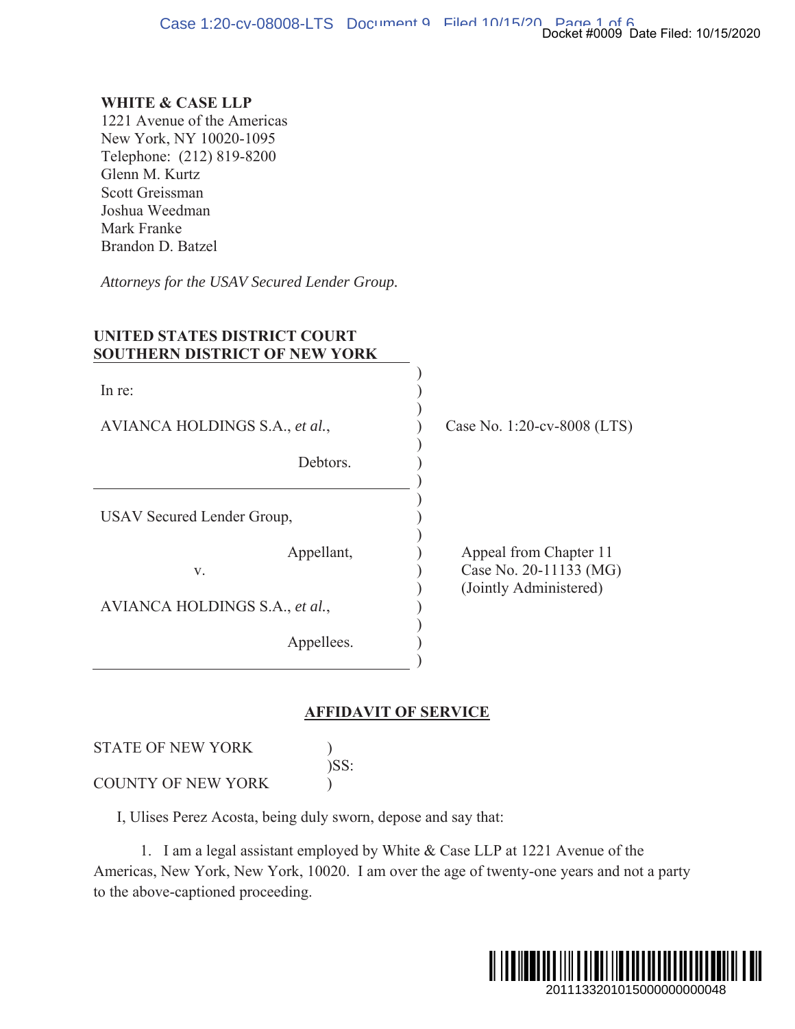**WHITE & CASE LLP**
1221 Avenue of the Americas
New York, NY 10020-1095
Telephone: (212) 819-8200
Glenn M. Kurtz
Scott Greissman
Joshua Weedman
Mark Franke
Brandon D. Batzel

*Attorneys for the USAV Secured Lender Group.*

**UNITED STATES DISTRICT COURT**
**SOUTHERN DISTRICT OF NEW YORK**

| | |
|---|---|
| In re:<br><br>AVIANCA HOLDINGS S.A., *et al.*,<br><br>Debtors. | Case No. 1:20-cv-8008 (LTS) |
| USAV Secured Lender Group,<br><br>Appellant,<br><br>v.<br><br>AVIANCA HOLDINGS S.A., *et al.*,<br><br>Appellees. | Appeal from Chapter 11<br>Case No. 20-11133 (MG)<br>(Jointly Administered) |

**AFFIDAVIT OF SERVICE**

STATE OF NEW YORK )
)SS:
COUNTY OF NEW YORK )

I, Ulises Perez Acosta, being duly sworn, depose and say that:

1. I am a legal assistant employed by White & Case LLP at 1221 Avenue of the Americas, New York, New York, 10020. I am over the age of twenty-one years and not a party to the above-captioned proceeding.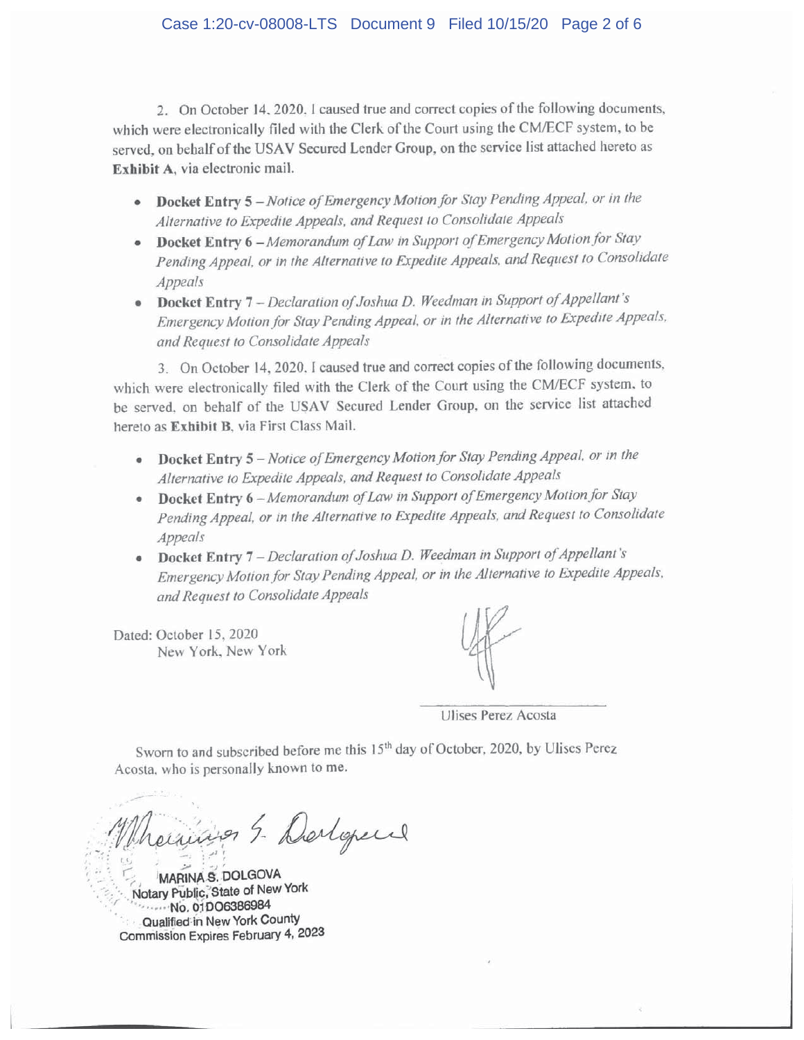2. On October 14, 2020, I caused true and correct copies of the following documents, which were electronically filed with the Clerk of the Court using the CM/ECF system, to be served, on behalf of the USAV Secured Lender Group, on the service list attached hereto as **Exhibit A**, via electronic mail.

- **Docket Entry 5** – *Notice of Emergency Motion for Stay Pending Appeal, or in the Alternative to Expedite Appeals, and Request to Consolidate Appeals*
- **Docket Entry 6** – *Memorandum of Law in Support of Emergency Motion for Stay Pending Appeal, or in the Alternative to Expedite Appeals, and Request to Consolidate Appeals*
- **Docket Entry 7** – *Declaration of Joshua D. Weedman in Support of Appellant's Emergency Motion for Stay Pending Appeal, or in the Alternative to Expedite Appeals, and Request to Consolidate Appeals*

3. On October 14, 2020, I caused true and correct copies of the following documents, which were electronically filed with the Clerk of the Court using the CM/ECF system, to be served, on behalf of the USAV Secured Lender Group, on the service list attached hereto as **Exhibit B**, via First Class Mail.

- **Docket Entry 5** – *Notice of Emergency Motion for Stay Pending Appeal, or in the Alternative to Expedite Appeals, and Request to Consolidate Appeals*
- **Docket Entry 6** – *Memorandum of Law in Support of Emergency Motion for Stay Pending Appeal, or in the Alternative to Expedite Appeals, and Request to Consolidate Appeals*
- **Docket Entry 7** – *Declaration of Joshua D. Weedman in Support of Appellant's Emergency Motion for Stay Pending Appeal, or in the Alternative to Expedite Appeals, and Request to Consolidate Appeals*

Dated: October 15, 2020
New York, New York

Ulises Perez Acosta

Sworn to and subscribed before me this 15th day of October, 2020, by Ulises Perez Acosta, who is personally known to me.

MARINA S. DOLGOVA
Notary Public, State of New York
No. 01DO6386984
Qualified in New York County
Commission Expires February 4, 2023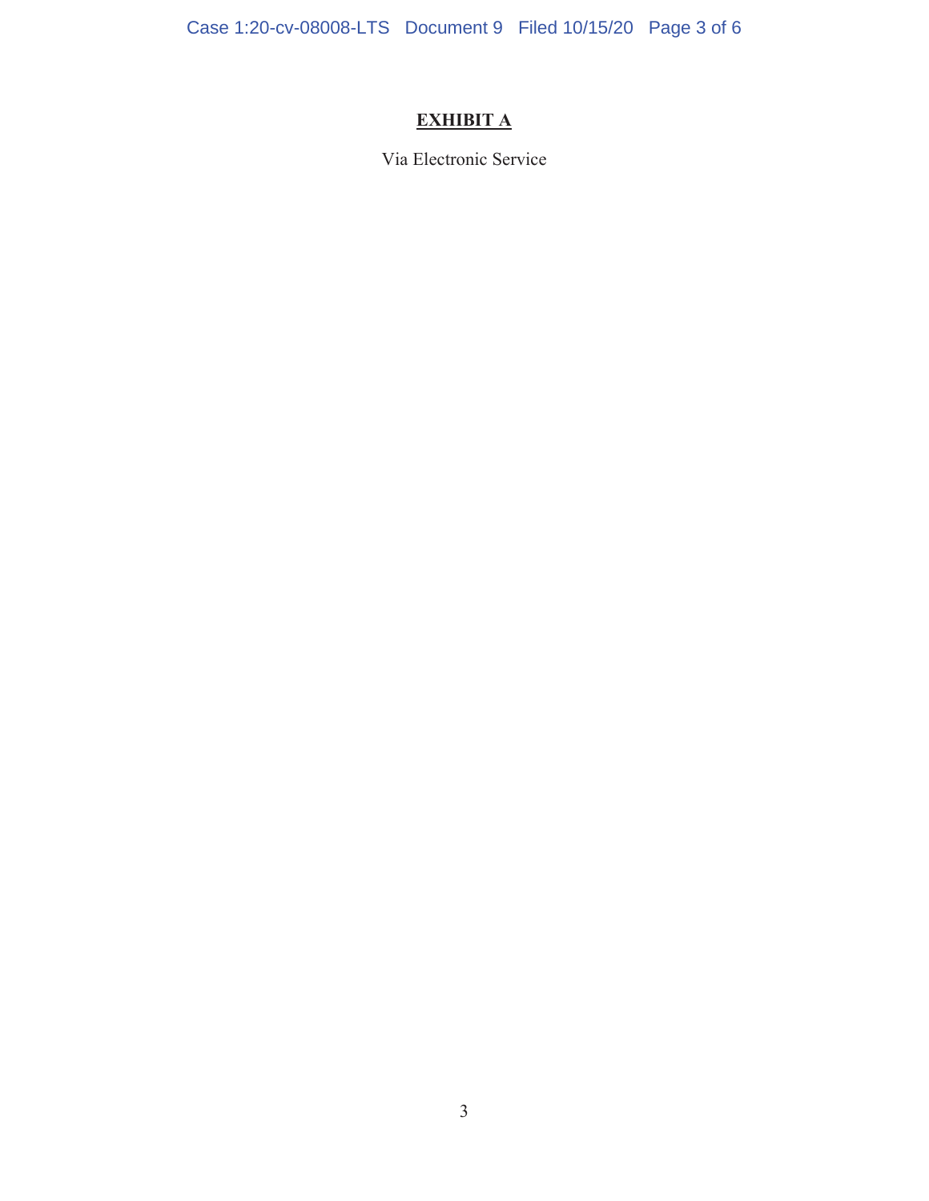# **EXHIBIT A**

Via Electronic Service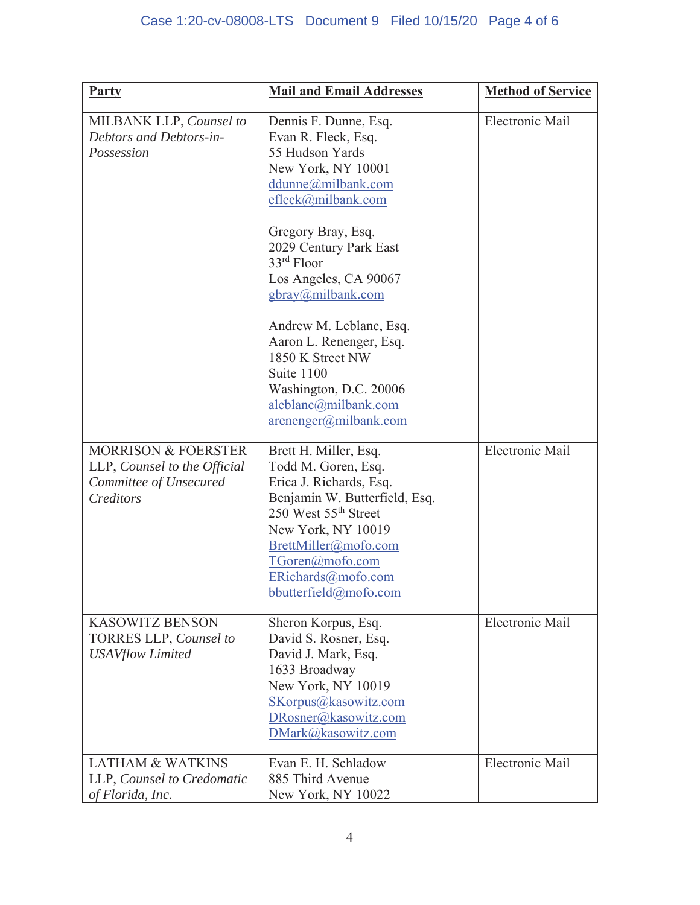| **Party** | **Mail and Email Addresses** | **Method of Service** |
|---|---|---|
| MILBANK LLP, *Counsel to Debtors and Debtors-in-Possession* | Dennis F. Dunne, Esq.<br>Evan R. Fleck, Esq.<br>55 Hudson Yards<br>New York, NY 10001<br>ddunne@milbank.com<br>efleck@milbank.com<br><br>Gregory Bray, Esq.<br>2029 Century Park East<br>33rd Floor<br>Los Angeles, CA 90067<br>gbray@milbank.com<br><br>Andrew M. Leblanc, Esq.<br>Aaron L. Renenger, Esq.<br>1850 K Street NW<br>Suite 1100<br>Washington, D.C. 20006<br>aleblanc@milbank.com<br>arenenger@milbank.com | Electronic Mail |
| MORRISON & FOERSTER LLP, *Counsel to the Official Committee of Unsecured Creditors* | Brett H. Miller, Esq.<br>Todd M. Goren, Esq.<br>Erica J. Richards, Esq.<br>Benjamin W. Butterfield, Esq.<br>250 West 55th Street<br>New York, NY 10019<br>BrettMiller@mofo.com<br>TGoren@mofo.com<br>ERichards@mofo.com<br>bbutterfield@mofo.com | Electronic Mail |
| KASOWITZ BENSON TORRES LLP, *Counsel to USAVflow Limited* | Sheron Korpus, Esq.<br>David S. Rosner, Esq.<br>David J. Mark, Esq.<br>1633 Broadway<br>New York, NY 10019<br>SKorpus@kasowitz.com<br>DRosner@kasowitz.com<br>DMark@kasowitz.com | Electronic Mail |
| LATHAM & WATKINS LLP, *Counsel to Credomatic of Florida, Inc.* | Evan E. H. Schladow<br>885 Third Avenue<br>New York, NY 10022 | Electronic Mail |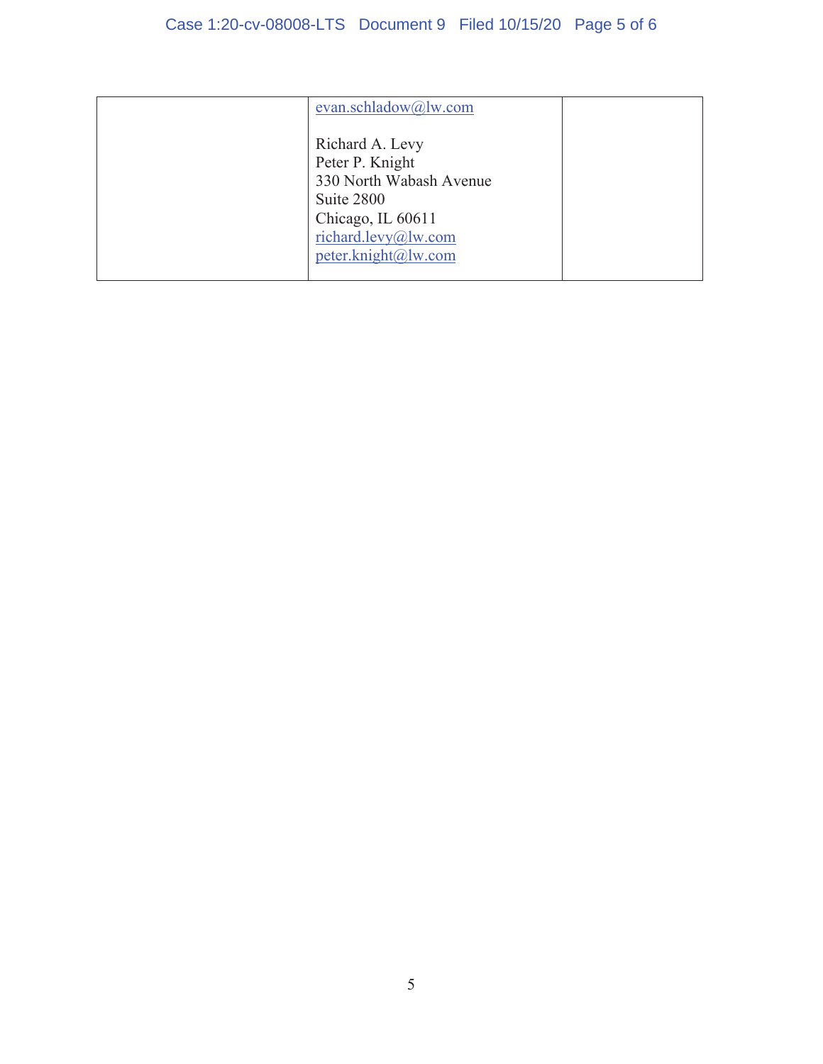| | | |
|---|---|---|
| | evan.schladow@lw.com<br><br>Richard A. Levy<br>Peter P. Knight<br>330 North Wabash Avenue<br>Suite 2800<br>Chicago, IL 60611<br>richard.levy@lw.com<br>peter.knight@lw.com | |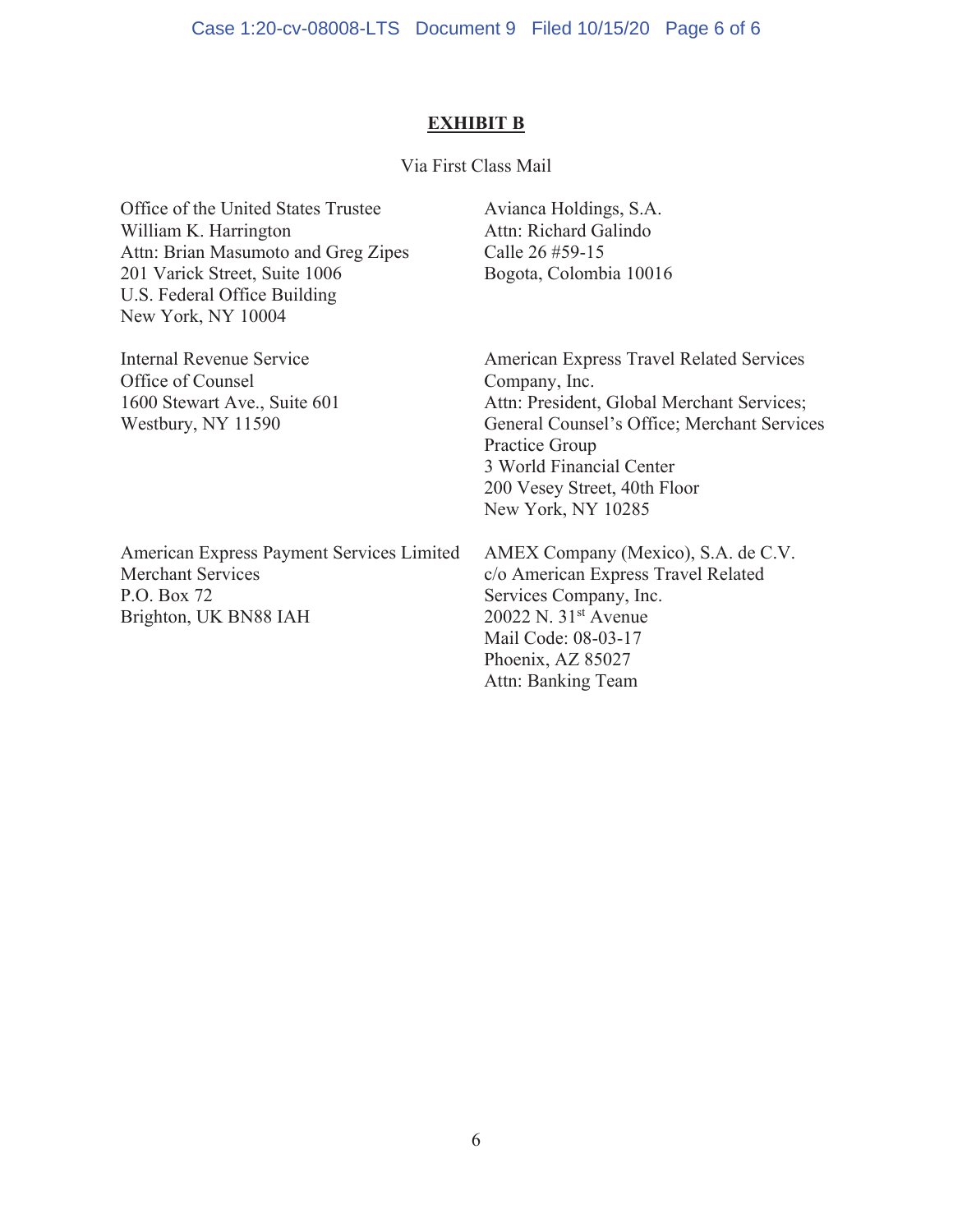## EXHIBIT B

Via First Class Mail

Office of the United States Trustee
William K. Harrington
Attn: Brian Masumoto and Greg Zipes
201 Varick Street, Suite 1006
U.S. Federal Office Building
New York, NY 10004

Avianca Holdings, S.A.
Attn: Richard Galindo
Calle 26 #59-15
Bogota, Colombia 10016

Internal Revenue Service
Office of Counsel
1600 Stewart Ave., Suite 601
Westbury, NY 11590

American Express Travel Related Services Company, Inc.
Attn: President, Global Merchant Services; General Counsel's Office; Merchant Services Practice Group
3 World Financial Center
200 Vesey Street, 40th Floor
New York, NY 10285

American Express Payment Services Limited
Merchant Services
P.O. Box 72
Brighton, UK BN88 IAH

AMEX Company (Mexico), S.A. de C.V.
c/o American Express Travel Related Services Company, Inc.
20022 N. 31st Avenue
Mail Code: 08-03-17
Phoenix, AZ 85027
Attn: Banking Team